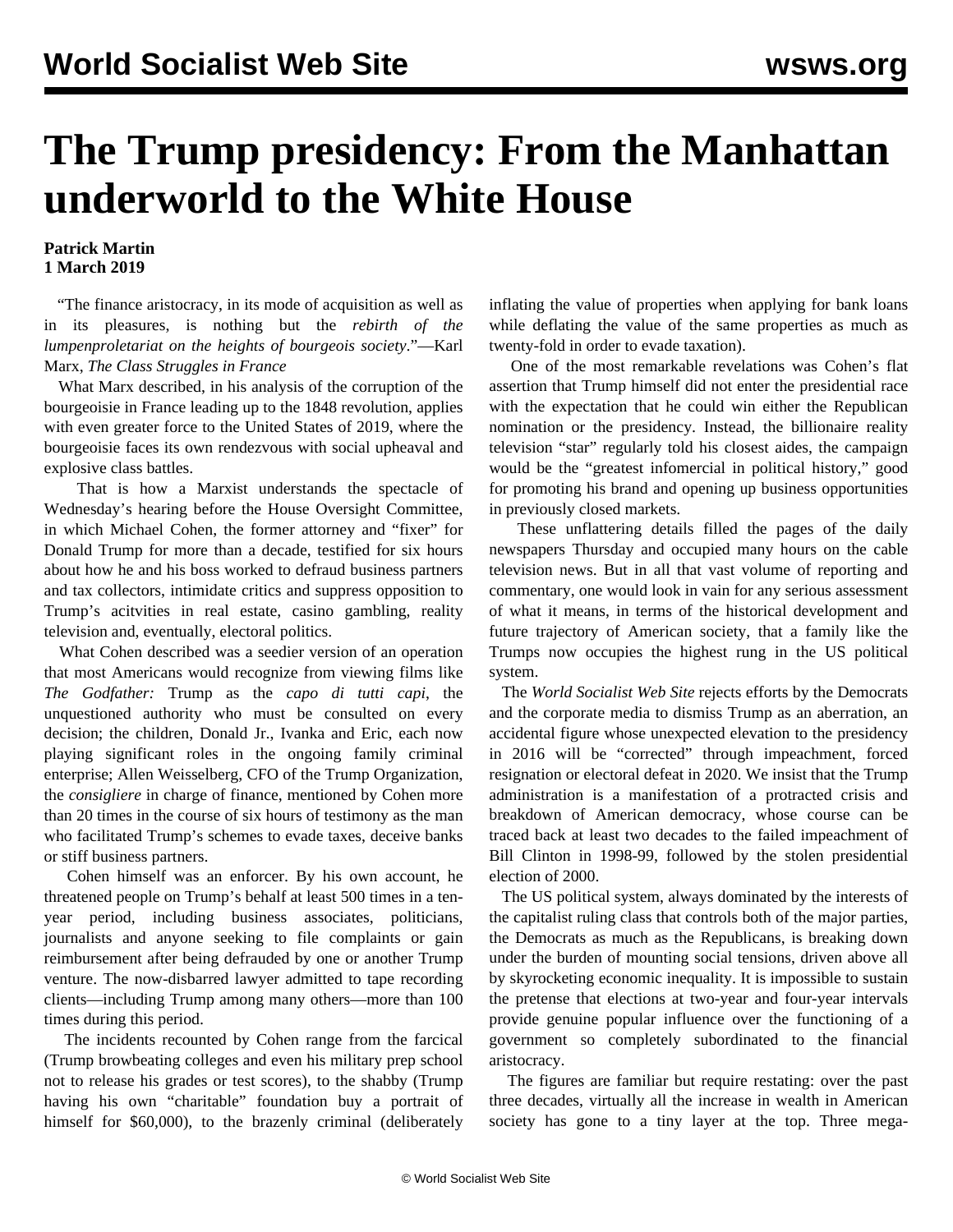# The Trump presidency: From the Manhattan underworld to the White House

**Patrick Martin**
**1 March 2019**

"The finance aristocracy, in its mode of acquisition as well as in its pleasures, is nothing but the *rebirth of the lumpenproletariat on the heights of bourgeois society*."—Karl Marx, *The Class Struggles in France*

What Marx described, in his analysis of the corruption of the bourgeoisie in France leading up to the 1848 revolution, applies with even greater force to the United States of 2019, where the bourgeoisie faces its own rendezvous with social upheaval and explosive class battles.

That is how a Marxist understands the spectacle of Wednesday's hearing before the House Oversight Committee, in which Michael Cohen, the former attorney and "fixer" for Donald Trump for more than a decade, testified for six hours about how he and his boss worked to defraud business partners and tax collectors, intimidate critics and suppress opposition to Trump's acitvities in real estate, casino gambling, reality television and, eventually, electoral politics.

What Cohen described was a seedier version of an operation that most Americans would recognize from viewing films like *The Godfather:* Trump as the *capo di tutti capi*, the unquestioned authority who must be consulted on every decision; the children, Donald Jr., Ivanka and Eric, each now playing significant roles in the ongoing family criminal enterprise; Allen Weisselberg, CFO of the Trump Organization, the *consigliere* in charge of finance, mentioned by Cohen more than 20 times in the course of six hours of testimony as the man who facilitated Trump's schemes to evade taxes, deceive banks or stiff business partners.

Cohen himself was an enforcer. By his own account, he threatened people on Trump's behalf at least 500 times in a ten-year period, including business associates, politicians, journalists and anyone seeking to file complaints or gain reimbursement after being defrauded by one or another Trump venture. The now-disbarred lawyer admitted to tape recording clients—including Trump among many others—more than 100 times during this period.

The incidents recounted by Cohen range from the farcical (Trump browbeating colleges and even his military prep school not to release his grades or test scores), to the shabby (Trump having his own "charitable" foundation buy a portrait of himself for $60,000), to the brazenly criminal (deliberately inflating the value of properties when applying for bank loans while deflating the value of the same properties as much as twenty-fold in order to evade taxation).

One of the most remarkable revelations was Cohen's flat assertion that Trump himself did not enter the presidential race with the expectation that he could win either the Republican nomination or the presidency. Instead, the billionaire reality television "star" regularly told his closest aides, the campaign would be the "greatest infomercial in political history," good for promoting his brand and opening up business opportunities in previously closed markets.

These unflattering details filled the pages of the daily newspapers Thursday and occupied many hours on the cable television news. But in all that vast volume of reporting and commentary, one would look in vain for any serious assessment of what it means, in terms of the historical development and future trajectory of American society, that a family like the Trumps now occupies the highest rung in the US political system.

The *World Socialist Web Site* rejects efforts by the Democrats and the corporate media to dismiss Trump as an aberration, an accidental figure whose unexpected elevation to the presidency in 2016 will be "corrected" through impeachment, forced resignation or electoral defeat in 2020. We insist that the Trump administration is a manifestation of a protracted crisis and breakdown of American democracy, whose course can be traced back at least two decades to the failed impeachment of Bill Clinton in 1998-99, followed by the stolen presidential election of 2000.

The US political system, always dominated by the interests of the capitalist ruling class that controls both of the major parties, the Democrats as much as the Republicans, is breaking down under the burden of mounting social tensions, driven above all by skyrocketing economic inequality. It is impossible to sustain the pretense that elections at two-year and four-year intervals provide genuine popular influence over the functioning of a government so completely subordinated to the financial aristocracy.

The figures are familiar but require restating: over the past three decades, virtually all the increase in wealth in American society has gone to a tiny layer at the top. Three mega-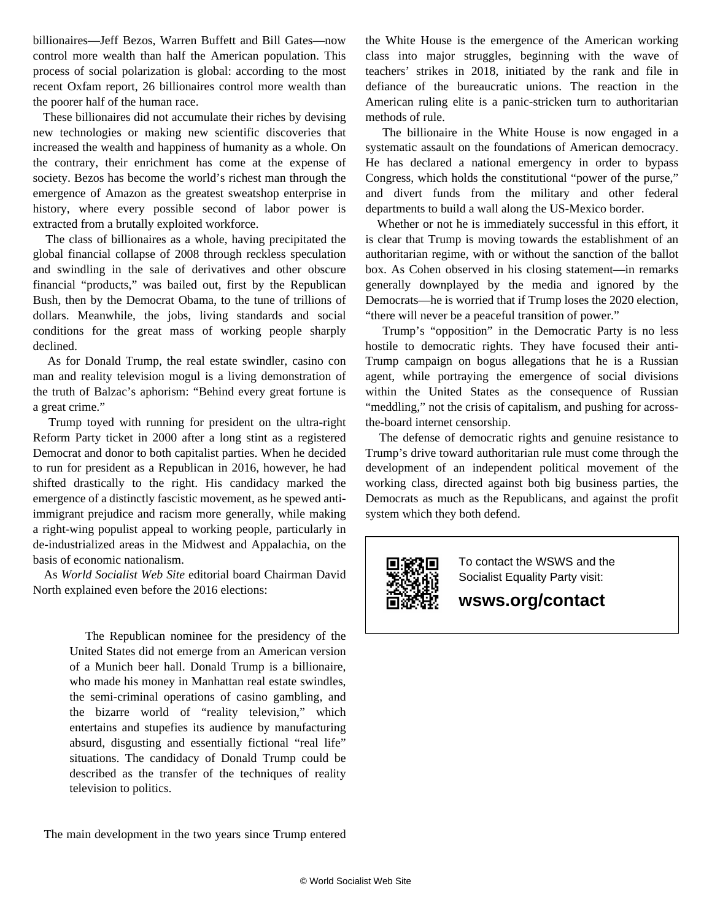billionaires—Jeff Bezos, Warren Buffett and Bill Gates—now control more wealth than half the American population. This process of social polarization is global: according to the most recent Oxfam report, 26 billionaires control more wealth than the poorer half of the human race.

These billionaires did not accumulate their riches by devising new technologies or making new scientific discoveries that increased the wealth and happiness of humanity as a whole. On the contrary, their enrichment has come at the expense of society. Bezos has become the world's richest man through the emergence of Amazon as the greatest sweatshop enterprise in history, where every possible second of labor power is extracted from a brutally exploited workforce.

The class of billionaires as a whole, having precipitated the global financial collapse of 2008 through reckless speculation and swindling in the sale of derivatives and other obscure financial "products," was bailed out, first by the Republican Bush, then by the Democrat Obama, to the tune of trillions of dollars. Meanwhile, the jobs, living standards and social conditions for the great mass of working people sharply declined.

As for Donald Trump, the real estate swindler, casino con man and reality television mogul is a living demonstration of the truth of Balzac's aphorism: "Behind every great fortune is a great crime."

Trump toyed with running for president on the ultra-right Reform Party ticket in 2000 after a long stint as a registered Democrat and donor to both capitalist parties. When he decided to run for president as a Republican in 2016, however, he had shifted drastically to the right. His candidacy marked the emergence of a distinctly fascistic movement, as he spewed anti-immigrant prejudice and racism more generally, while making a right-wing populist appeal to working people, particularly in de-industrialized areas in the Midwest and Appalachia, on the basis of economic nationalism.

As *World Socialist Web Site* editorial board Chairman David North explained even before the 2016 elections:

> The Republican nominee for the presidency of the United States did not emerge from an American version of a Munich beer hall. Donald Trump is a billionaire, who made his money in Manhattan real estate swindles, the semi-criminal operations of casino gambling, and the bizarre world of "reality television," which entertains and stupefies its audience by manufacturing absurd, disgusting and essentially fictional "real life" situations. The candidacy of Donald Trump could be described as the transfer of the techniques of reality television to politics.

The main development in the two years since Trump entered the White House is the emergence of the American working class into major struggles, beginning with the wave of teachers' strikes in 2018, initiated by the rank and file in defiance of the bureaucratic unions. The reaction in the American ruling elite is a panic-stricken turn to authoritarian methods of rule.

The billionaire in the White House is now engaged in a systematic assault on the foundations of American democracy. He has declared a national emergency in order to bypass Congress, which holds the constitutional "power of the purse," and divert funds from the military and other federal departments to build a wall along the US-Mexico border.

Whether or not he is immediately successful in this effort, it is clear that Trump is moving towards the establishment of an authoritarian regime, with or without the sanction of the ballot box. As Cohen observed in his closing statement—in remarks generally downplayed by the media and ignored by the Democrats—he is worried that if Trump loses the 2020 election, "there will never be a peaceful transition of power."

Trump's "opposition" in the Democratic Party is no less hostile to democratic rights. They have focused their anti-Trump campaign on bogus allegations that he is a Russian agent, while portraying the emergence of social divisions within the United States as the consequence of Russian "meddling," not the crisis of capitalism, and pushing for across-the-board internet censorship.

The defense of democratic rights and genuine resistance to Trump's drive toward authoritarian rule must come through the development of an independent political movement of the working class, directed against both big business parties, the Democrats as much as the Republicans, and against the profit system which they both defend.

To contact the WSWS and the Socialist Equality Party visit:

**wsws.org/contact**